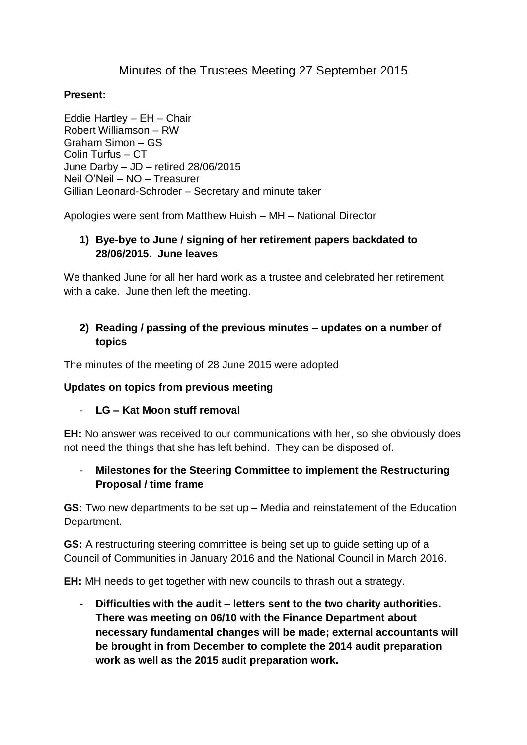# Minutes of the Trustees Meeting 27 September 2015

**Present:**

Eddie Hartley – EH – Chair
Robert Williamson – RW
Graham Simon – GS
Colin Turfus – CT
June Darby – JD – retired 28/06/2015
Neil O'Neil – NO – Treasurer
Gillian Leonard-Schroder – Secretary and minute taker

Apologies were sent from Matthew Huish – MH – National Director

1) **Bye-bye to June / signing of her retirement papers backdated to 28/06/2015. June leaves**

We thanked June for all her hard work as a trustee and celebrated her retirement with a cake. June then left the meeting.

2) **Reading / passing of the previous minutes – updates on a number of topics**

The minutes of the meeting of 28 June 2015 were adopted

**Updates on topics from previous meeting**

- **LG – Kat Moon stuff removal**

**EH:** No answer was received to our communications with her, so she obviously does not need the things that she has left behind. They can be disposed of.

- **Milestones for the Steering Committee to implement the Restructuring Proposal / time frame**

**GS:** Two new departments to be set up – Media and reinstatement of the Education Department.

**GS:** A restructuring steering committee is being set up to guide setting up of a Council of Communities in January 2016 and the National Council in March 2016.

**EH:** MH needs to get together with new councils to thrash out a strategy.

- **Difficulties with the audit – letters sent to the two charity authorities. There was meeting on 06/10 with the Finance Department about necessary fundamental changes will be made; external accountants will be brought in from December to complete the 2014 audit preparation work as well as the 2015 audit preparation work.**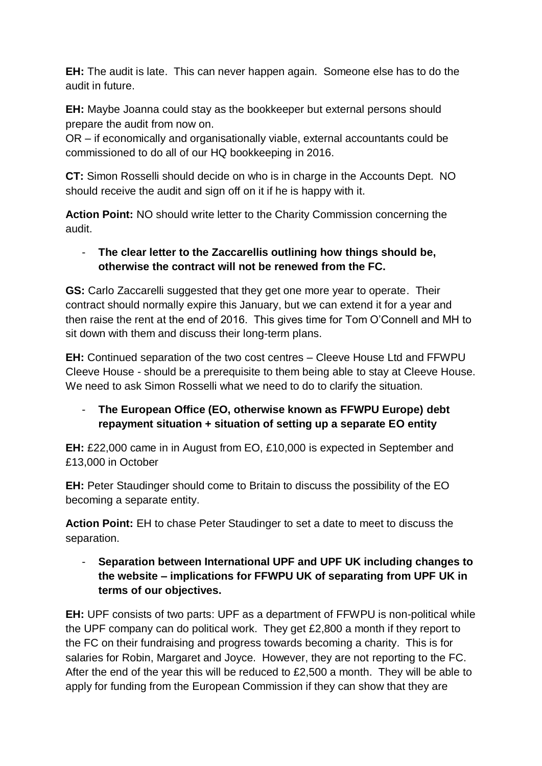**EH:** The audit is late. This can never happen again. Someone else has to do the audit in future.

**EH:** Maybe Joanna could stay as the bookkeeper but external persons should prepare the audit from now on.
OR – if economically and organisationally viable, external accountants could be commissioned to do all of our HQ bookkeeping in 2016.

**CT:** Simon Rosselli should decide on who is in charge in the Accounts Dept. NO should receive the audit and sign off on it if he is happy with it.

**Action Point:** NO should write letter to the Charity Commission concerning the audit.

- **The clear letter to the Zaccarellis outlining how things should be, otherwise the contract will not be renewed from the FC.**

**GS:** Carlo Zaccarelli suggested that they get one more year to operate. Their contract should normally expire this January, but we can extend it for a year and then raise the rent at the end of 2016. This gives time for Tom O'Connell and MH to sit down with them and discuss their long-term plans.

**EH:** Continued separation of the two cost centres – Cleeve House Ltd and FFWPU Cleeve House - should be a prerequisite to them being able to stay at Cleeve House. We need to ask Simon Rosselli what we need to do to clarify the situation.

- **The European Office (EO, otherwise known as FFWPU Europe) debt repayment situation + situation of setting up a separate EO entity**

**EH:** £22,000 came in in August from EO, £10,000 is expected in September and £13,000 in October

**EH:** Peter Staudinger should come to Britain to discuss the possibility of the EO becoming a separate entity.

**Action Point:** EH to chase Peter Staudinger to set a date to meet to discuss the separation.

- **Separation between International UPF and UPF UK including changes to the website – implications for FFWPU UK of separating from UPF UK in terms of our objectives.**

**EH:** UPF consists of two parts: UPF as a department of FFWPU is non-political while the UPF company can do political work. They get £2,800 a month if they report to the FC on their fundraising and progress towards becoming a charity. This is for salaries for Robin, Margaret and Joyce. However, they are not reporting to the FC. After the end of the year this will be reduced to £2,500 a month. They will be able to apply for funding from the European Commission if they can show that they are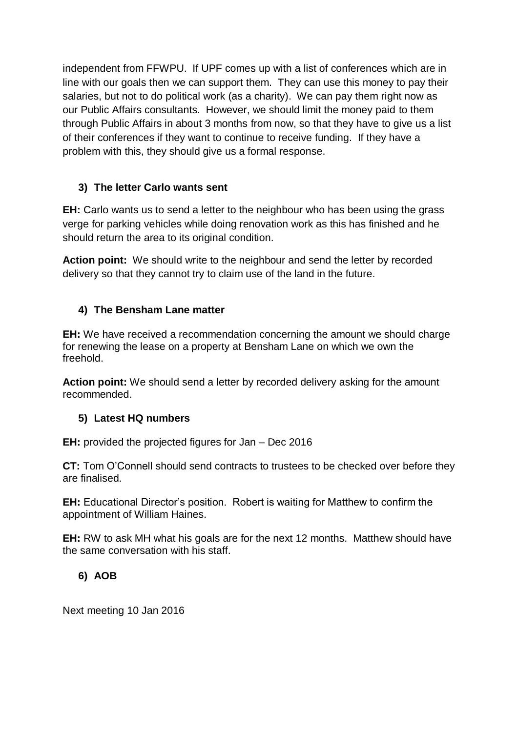independent from FFWPU. If UPF comes up with a list of conferences which are in line with our goals then we can support them. They can use this money to pay their salaries, but not to do political work (as a charity). We can pay them right now as our Public Affairs consultants. However, we should limit the money paid to them through Public Affairs in about 3 months from now, so that they have to give us a list of their conferences if they want to continue to receive funding. If they have a problem with this, they should give us a formal response.

### 3) The letter Carlo wants sent

**EH:** Carlo wants us to send a letter to the neighbour who has been using the grass verge for parking vehicles while doing renovation work as this has finished and he should return the area to its original condition.

**Action point:** We should write to the neighbour and send the letter by recorded delivery so that they cannot try to claim use of the land in the future.

### 4) The Bensham Lane matter

**EH:** We have received a recommendation concerning the amount we should charge for renewing the lease on a property at Bensham Lane on which we own the freehold.

**Action point:** We should send a letter by recorded delivery asking for the amount recommended.

### 5) Latest HQ numbers

**EH:** provided the projected figures for Jan – Dec 2016

**CT:** Tom O'Connell should send contracts to trustees to be checked over before they are finalised.

**EH:** Educational Director's position. Robert is waiting for Matthew to confirm the appointment of William Haines.

**EH:** RW to ask MH what his goals are for the next 12 months. Matthew should have the same conversation with his staff.

### 6) AOB

Next meeting 10 Jan 2016